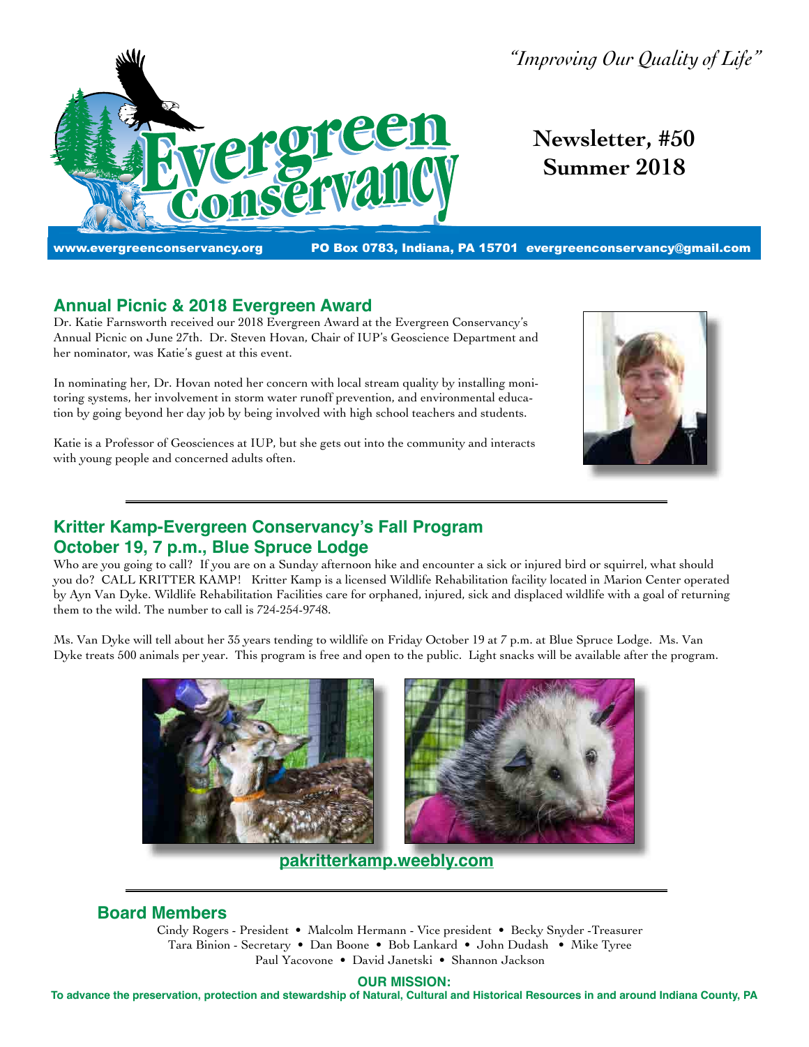*"Improving Our Quality of Life"*

# Evergreen Conservancy

**Newsletter, #50**
**Summer 2018**

www.evergreenconservancy.org PO Box 0783, Indiana, PA 15701 evergreenconservancy@gmail.com

## Annual Picnic & 2018 Evergreen Award

Dr. Katie Farnsworth received our 2018 Evergreen Award at the Evergreen Conservancy's Annual Picnic on June 27th. Dr. Steven Hovan, Chair of IUP's Geoscience Department and her nominator, was Katie's guest at this event.

In nominating her, Dr. Hovan noted her concern with local stream quality by installing monitoring systems, her involvement in storm water runoff prevention, and environmental education by going beyond her day job by being involved with high school teachers and students.

Katie is a Professor of Geosciences at IUP, but she gets out into the community and interacts with young people and concerned adults often.

---

## Kritter Kamp-Evergreen Conservancy's Fall Program
## October 19, 7 p.m., Blue Spruce Lodge

Who are you going to call? If you are on a Sunday afternoon hike and encounter a sick or injured bird or squirrel, what should you do? CALL KRITTER KAMP! Kritter Kamp is a licensed Wildlife Rehabilitation facility located in Marion Center operated by Ayn Van Dyke. Wildlife Rehabilitation Facilities care for orphaned, injured, sick and displaced wildlife with a goal of returning them to the wild. The number to call is 724-254-9748.

Ms. Van Dyke will tell about her 35 years tending to wildlife on Friday October 19 at 7 p.m. at Blue Spruce Lodge. Ms. Van Dyke treats 500 animals per year. This program is free and open to the public. Light snacks will be available after the program.

**pakritterkamp.weebly.com**

---

## Board Members

Cindy Rogers - President • Malcolm Hermann - Vice president • Becky Snyder -Treasurer
Tara Binion - Secretary • Dan Boone • Bob Lankard • John Dudash • Mike Tyree
Paul Yacovone • David Janetski • Shannon Jackson

**OUR MISSION:**
**To advance the preservation, protection and stewardship of Natural, Cultural and Historical Resources in and around Indiana County, PA**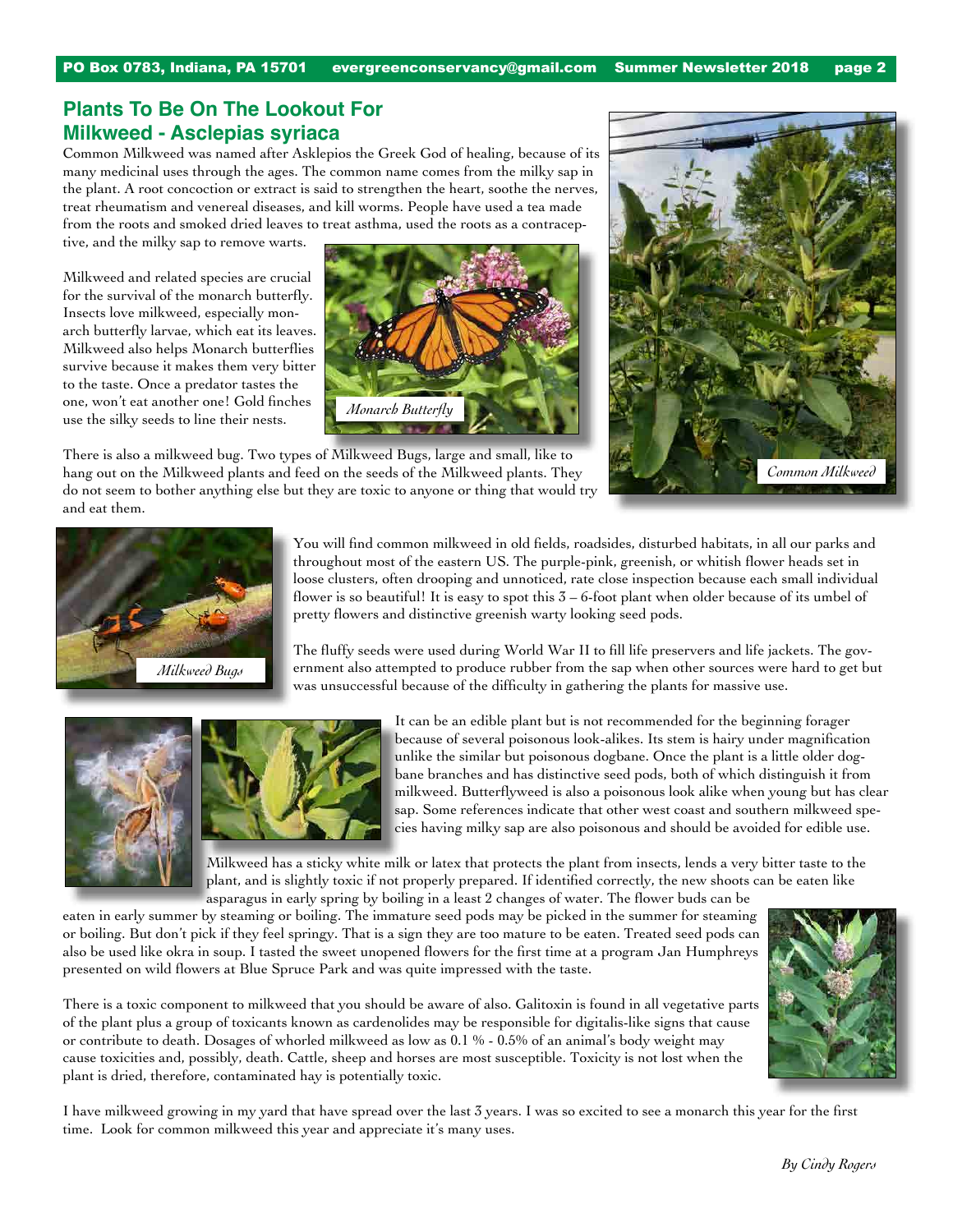## Plants To Be On The Lookout For
## Milkweed - Asclepias syriaca

Common Milkweed was named after Asklepios the Greek God of healing, because of its many medicinal uses through the ages. The common name comes from the milky sap in the plant. A root concoction or extract is said to strengthen the heart, soothe the nerves, treat rheumatism and venereal diseases, and kill worms. People have used a tea made from the roots and smoked dried leaves to treat asthma, used the roots as a contraceptive, and the milky sap to remove warts.

Milkweed and related species are crucial for the survival of the monarch butterfly. Insects love milkweed, especially monarch butterfly larvae, which eat its leaves. Milkweed also helps Monarch butterflies survive because it makes them very bitter to the taste. Once a predator tastes the one, won't eat another one! Gold finches use the silky seeds to line their nests.

*Monarch Butterfly*

*Common Milkweed*

There is also a milkweed bug. Two types of Milkweed Bugs, large and small, like to hang out on the Milkweed plants and feed on the seeds of the Milkweed plants. They do not seem to bother anything else but they are toxic to anyone or thing that would try and eat them.

*Milkweed Bugs*

You will find common milkweed in old fields, roadsides, disturbed habitats, in all our parks and throughout most of the eastern US. The purple-pink, greenish, or whitish flower heads set in loose clusters, often drooping and unnoticed, rate close inspection because each small individual flower is so beautiful! It is easy to spot this 3 – 6-foot plant when older because of its umbel of pretty flowers and distinctive greenish warty looking seed pods.

The fluffy seeds were used during World War II to fill life preservers and life jackets. The government also attempted to produce rubber from the sap when other sources were hard to get but was unsuccessful because of the difficulty in gathering the plants for massive use.

It can be an edible plant but is not recommended for the beginning forager because of several poisonous look-alikes. Its stem is hairy under magnification unlike the similar but poisonous dogbane. Once the plant is a little older dogbane branches and has distinctive seed pods, both of which distinguish it from milkweed. Butterflyweed is also a poisonous look alike when young but has clear sap. Some references indicate that other west coast and southern milkweed species having milky sap are also poisonous and should be avoided for edible use.

Milkweed has a sticky white milk or latex that protects the plant from insects, lends a very bitter taste to the plant, and is slightly toxic if not properly prepared. If identified correctly, the new shoots can be eaten like asparagus in early spring by boiling in a least 2 changes of water. The flower buds can be eaten in early summer by steaming or boiling. The immature seed pods may be picked in the summer for steaming or boiling. But don't pick if they feel springy. That is a sign they are too mature to be eaten. Treated seed pods can also be used like okra in soup. I tasted the sweet unopened flowers for the first time at a program Jan Humphreys presented on wild flowers at Blue Spruce Park and was quite impressed with the taste.

There is a toxic component to milkweed that you should be aware of also. Galitoxin is found in all vegetative parts of the plant plus a group of toxicants known as cardenolides may be responsible for digitalis-like signs that cause or contribute to death. Dosages of whorled milkweed as low as 0.1 % - 0.5% of an animal's body weight may cause toxicities and, possibly, death. Cattle, sheep and horses are most susceptible. Toxicity is not lost when the plant is dried, therefore, contaminated hay is potentially toxic.

I have milkweed growing in my yard that have spread over the last 3 years. I was so excited to see a monarch this year for the first time. Look for common milkweed this year and appreciate it's many uses.

*By Cindy Rogers*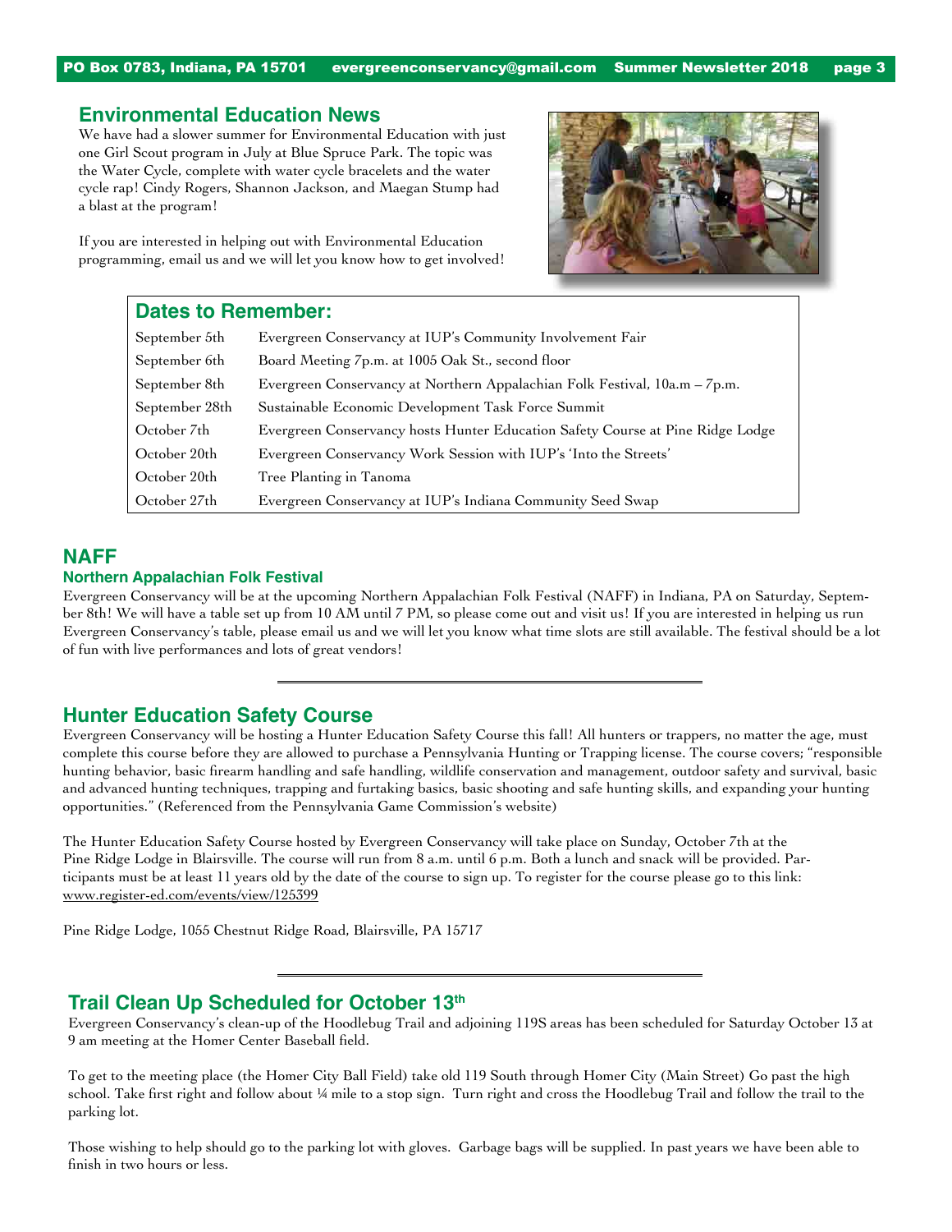## Environmental Education News

We have had a slower summer for Environmental Education with just one Girl Scout program in July at Blue Spruce Park. The topic was the Water Cycle, complete with water cycle bracelets and the water cycle rap! Cindy Rogers, Shannon Jackson, and Maegan Stump had a blast at the program!

If you are interested in helping out with Environmental Education programming, email us and we will let you know how to get involved!

## Dates to Remember:

| | |
|---|---|
| September 5th | Evergreen Conservancy at IUP's Community Involvement Fair |
| September 6th | Board Meeting 7p.m. at 1005 Oak St., second floor |
| September 8th | Evergreen Conservancy at Northern Appalachian Folk Festival, 10a.m – 7p.m. |
| September 28th | Sustainable Economic Development Task Force Summit |
| October 7th | Evergreen Conservancy hosts Hunter Education Safety Course at Pine Ridge Lodge |
| October 20th | Evergreen Conservancy Work Session with IUP's 'Into the Streets' |
| October 20th | Tree Planting in Tanoma |
| October 27th | Evergreen Conservancy at IUP's Indiana Community Seed Swap |

## NAFF

### Northern Appalachian Folk Festival

Evergreen Conservancy will be at the upcoming Northern Appalachian Folk Festival (NAFF) in Indiana, PA on Saturday, September 8th! We will have a table set up from 10 AM until 7 PM, so please come out and visit us! If you are interested in helping us run Evergreen Conservancy's table, please email us and we will let you know what time slots are still available. The festival should be a lot of fun with live performances and lots of great vendors!

---

## Hunter Education Safety Course

Evergreen Conservancy will be hosting a Hunter Education Safety Course this fall! All hunters or trappers, no matter the age, must complete this course before they are allowed to purchase a Pennsylvania Hunting or Trapping license. The course covers; "responsible hunting behavior, basic firearm handling and safe handling, wildlife conservation and management, outdoor safety and survival, basic and advanced hunting techniques, trapping and furtaking basics, basic shooting and safe hunting skills, and expanding your hunting opportunities." (Referenced from the Pennsylvania Game Commission's website)

The Hunter Education Safety Course hosted by Evergreen Conservancy will take place on Sunday, October 7th at the Pine Ridge Lodge in Blairsville. The course will run from 8 a.m. until 6 p.m. Both a lunch and snack will be provided. Participants must be at least 11 years old by the date of the course to sign up. To register for the course please go to this link: www.register-ed.com/events/view/125399

Pine Ridge Lodge, 1055 Chestnut Ridge Road, Blairsville, PA 15717

---

## Trail Clean Up Scheduled for October 13th

Evergreen Conservancy's clean-up of the Hoodlebug Trail and adjoining 119S areas has been scheduled for Saturday October 13 at 9 am meeting at the Homer Center Baseball field.

To get to the meeting place (the Homer City Ball Field) take old 119 South through Homer City (Main Street) Go past the high school. Take first right and follow about ¼ mile to a stop sign. Turn right and cross the Hoodlebug Trail and follow the trail to the parking lot.

Those wishing to help should go to the parking lot with gloves. Garbage bags will be supplied. In past years we have been able to finish in two hours or less.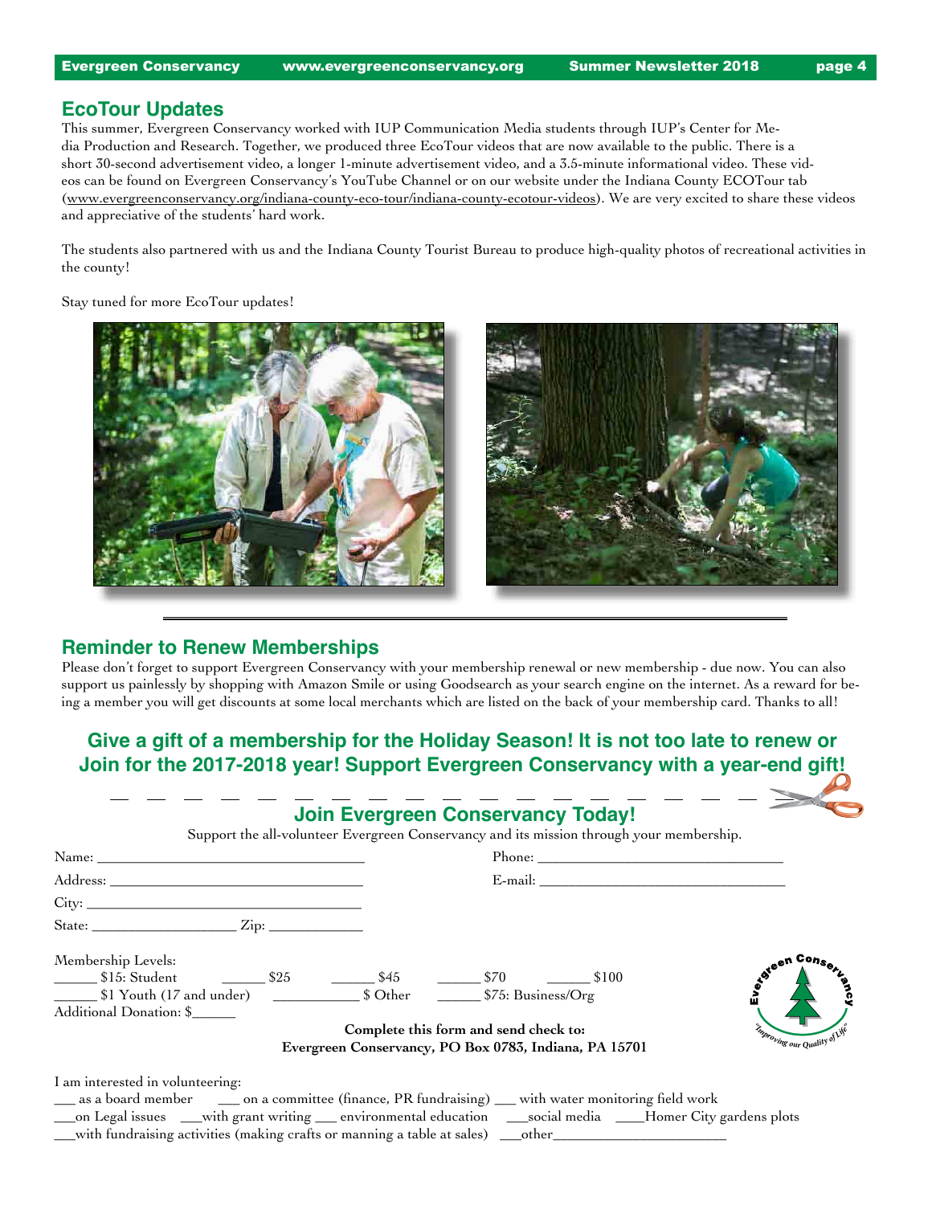## EcoTour Updates

This summer, Evergreen Conservancy worked with IUP Communication Media students through IUP's Center for Media Production and Research. Together, we produced three EcoTour videos that are now available to the public. There is a short 30-second advertisement video, a longer 1-minute advertisement video, and a 3.5-minute informational video. These videos can be found on Evergreen Conservancy's YouTube Channel or on our website under the Indiana County ECOTour tab (www.evergreenconservancy.org/indiana-county-eco-tour/indiana-county-ecotour-videos). We are very excited to share these videos and appreciative of the students' hard work.

The students also partnered with us and the Indiana County Tourist Bureau to produce high-quality photos of recreational activities in the county!

Stay tuned for more EcoTour updates!

---

## Reminder to Renew Memberships

Please don't forget to support Evergreen Conservancy with your membership renewal or new membership - due now. You can also support us painlessly by shopping with Amazon Smile or using Goodsearch as your search engine on the internet. As a reward for being a member you will get discounts at some local merchants which are listed on the back of your membership card. Thanks to all!

### Give a gift of a membership for the Holiday Season! It is not too late to renew or Join for the 2017-2018 year! Support Evergreen Conservancy with a year-end gift!

---

## Join Evergreen Conservancy Today!

Support the all-volunteer Evergreen Conservancy and its mission through your membership.

Name: ________________________________ Phone: ______________________________

Address: ______________________________ E-mail: ______________________________

City: _________________________________

State: __________________ Zip: ___________

Membership Levels:

_____ $15: Student _____ $25 _____ $45 _____ $70 _____ $100

_____ $1 Youth (17 and under) __________ $ Other _____ $75: Business/Org

Additional Donation: $_____

**Complete this form and send check to:**
**Evergreen Conservancy, PO Box 0783, Indiana, PA 15701**

Evergreen Conservancy — "Improving our Quality of Life"

I am interested in volunteering:

___ as a board member ___ on a committee (finance, PR fundraising) ___ with water monitoring field work

___on Legal issues ___with grant writing ___ environmental education ___social media ____Homer City gardens plots

___with fundraising activities (making crafts or manning a table at sales) ___other______________________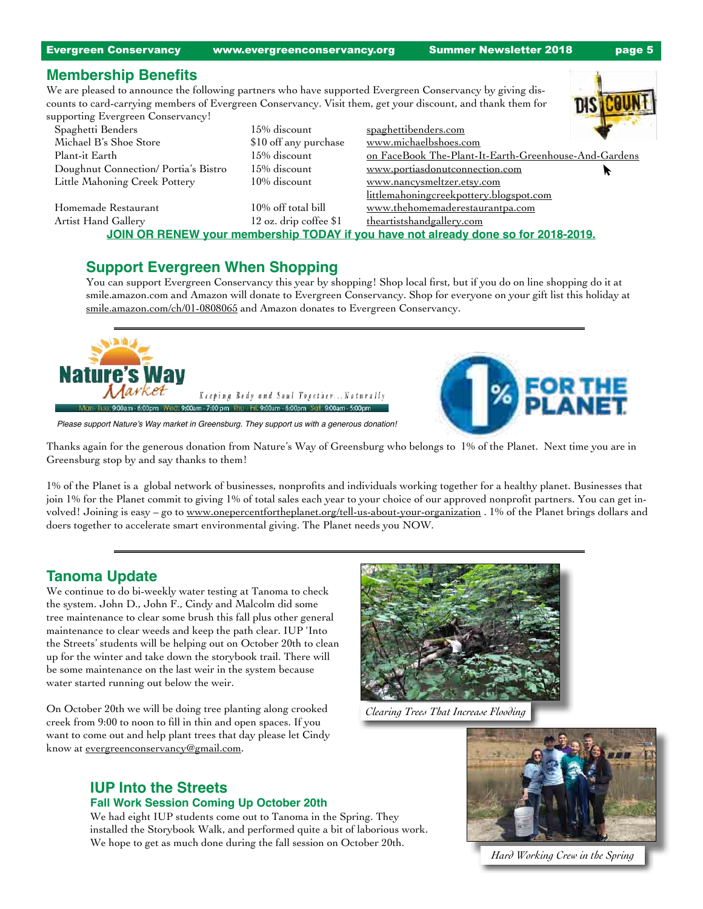## Membership Benefits

We are pleased to announce the following partners who have supported Evergreen Conservancy by giving discounts to card-carrying members of Evergreen Conservancy. Visit them, get your discount, and thank them for supporting Evergreen Conservancy!

| | | |
|---|---|---|
| Spaghetti Benders | 15% discount | spaghettibenders.com |
| Michael B's Shoe Store | $10 off any purchase | www.michaelbshoes.com |
| Plant-it Earth | 15% discount | on FaceBook The-Plant-It-Earth-Greenhouse-And-Gardens |
| Doughnut Connection/ Portia's Bistro | 15% discount | www.portiasdonutconnection.com |
| Little Mahoning Creek Pottery | 10% discount | www.nancysmeltzer.etsy.com<br>littlemahoningcreekpottery.blogspot.com |
| Homemade Restaurant | 10% off total bill | www.thehomemaderestaurantpa.com |
| Artist Hand Gallery | 12 oz. drip coffee $1 | theartistshandgallery.com |

**JOIN OR RENEW your membership TODAY if you have not already done so for 2018-2019.**

## Support Evergreen When Shopping

You can support Evergreen Conservancy this year by shopping! Shop local first, but if you do on line shopping do it at smile.amazon.com and Amazon will donate to Evergreen Conservancy. Shop for everyone on your gift list this holiday at smile.amazon.com/ch/01-0808065 and Amazon donates to Evergreen Conservancy.

Nature's Way Market — Keeping Body and Soul Together...Naturally

Mon - Tue: 9:00am - 6:00pm Wed: 9:00am - 7:00 pm Thu - Fri: 9:00am - 6:00pm Sat: 9:00am - 5:00pm

*Please support Nature's Way market in Greensburg. They support us with a generous donation!*

1% FOR THE PLANET

Thanks again for the generous donation from Nature's Way of Greensburg who belongs to 1% of the Planet. Next time you are in Greensburg stop by and say thanks to them!

1% of the Planet is a global network of businesses, nonprofits and individuals working together for a healthy planet. Businesses that join 1% for the Planet commit to giving 1% of total sales each year to your choice of our approved nonprofit partners. You can get involved! Joining is easy – go to www.onepercentfortheplanet.org/tell-us-about-your-organization . 1% of the Planet brings dollars and doers together to accelerate smart environmental giving. The Planet needs you NOW.

## Tanoma Update

We continue to do bi-weekly water testing at Tanoma to check the system. John D., John F., Cindy and Malcolm did some tree maintenance to clear some brush this fall plus other general maintenance to clear weeds and keep the path clear. IUP 'Into the Streets' students will be helping out on October 20th to clean up for the winter and take down the storybook trail. There will be some maintenance on the last weir in the system because water started running out below the weir.

On October 20th we will be doing tree planting along crooked creek from 9:00 to noon to fill in thin and open spaces. If you want to come out and help plant trees that day please let Cindy know at evergreenconservancy@gmail.com.

*Clearing Trees That Increase Flooding*

## IUP Into the Streets

### Fall Work Session Coming Up October 20th

We had eight IUP students come out to Tanoma in the Spring. They installed the Storybook Walk, and performed quite a bit of laborious work. We hope to get as much done during the fall session on October 20th.

*Hard Working Crew in the Spring*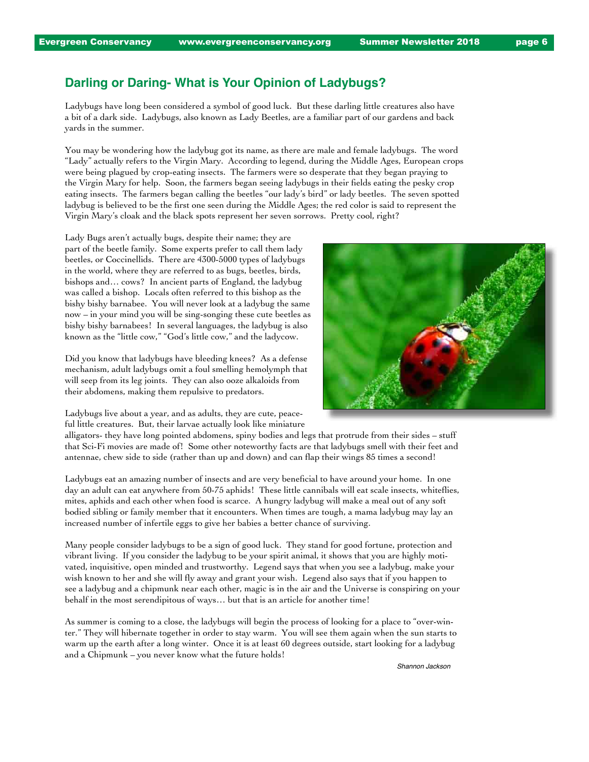## Darling or Daring- What is Your Opinion of Ladybugs?

Ladybugs have long been considered a symbol of good luck. But these darling little creatures also have a bit of a dark side. Ladybugs, also known as Lady Beetles, are a familiar part of our gardens and back yards in the summer.

You may be wondering how the ladybug got its name, as there are male and female ladybugs. The word "Lady" actually refers to the Virgin Mary. According to legend, during the Middle Ages, European crops were being plagued by crop-eating insects. The farmers were so desperate that they began praying to the Virgin Mary for help. Soon, the farmers began seeing ladybugs in their fields eating the pesky crop eating insects. The farmers began calling the beetles "our lady's bird" or lady beetles. The seven spotted ladybug is believed to be the first one seen during the Middle Ages; the red color is said to represent the Virgin Mary's cloak and the black spots represent her seven sorrows. Pretty cool, right?

Lady Bugs aren't actually bugs, despite their name; they are part of the beetle family. Some experts prefer to call them lady beetles, or Coccinellids. There are 4300-5000 types of ladybugs in the world, where they are referred to as bugs, beetles, birds, bishops and… cows? In ancient parts of England, the ladybug was called a bishop. Locals often referred to this bishop as the bishy bishy barnabee. You will never look at a ladybug the same now – in your mind you will be sing-songing these cute beetles as bishy bishy barnabees! In several languages, the ladybug is also known as the "little cow," "God's little cow," and the ladycow.

Did you know that ladybugs have bleeding knees? As a defense mechanism, adult ladybugs omit a foul smelling hemolymph that will seep from its leg joints. They can also ooze alkaloids from their abdomens, making them repulsive to predators.

Ladybugs live about a year, and as adults, they are cute, peaceful little creatures. But, their larvae actually look like miniature alligators- they have long pointed abdomens, spiny bodies and legs that protrude from their sides – stuff that Sci-Fi movies are made of! Some other noteworthy facts are that ladybugs smell with their feet and antennae, chew side to side (rather than up and down) and can flap their wings 85 times a second!

Ladybugs eat an amazing number of insects and are very beneficial to have around your home. In one day an adult can eat anywhere from 50-75 aphids! These little cannibals will eat scale insects, whiteflies, mites, aphids and each other when food is scarce. A hungry ladybug will make a meal out of any soft bodied sibling or family member that it encounters. When times are tough, a mama ladybug may lay an increased number of infertile eggs to give her babies a better chance of surviving.

Many people consider ladybugs to be a sign of good luck. They stand for good fortune, protection and vibrant living. If you consider the ladybug to be your spirit animal, it shows that you are highly motivated, inquisitive, open minded and trustworthy. Legend says that when you see a ladybug, make your wish known to her and she will fly away and grant your wish. Legend also says that if you happen to see a ladybug and a chipmunk near each other, magic is in the air and the Universe is conspiring on your behalf in the most serendipitous of ways… but that is an article for another time!

As summer is coming to a close, the ladybugs will begin the process of looking for a place to "over-winter." They will hibernate together in order to stay warm. You will see them again when the sun starts to warm up the earth after a long winter. Once it is at least 60 degrees outside, start looking for a ladybug and a Chipmunk – you never know what the future holds!

*Shannon Jackson*